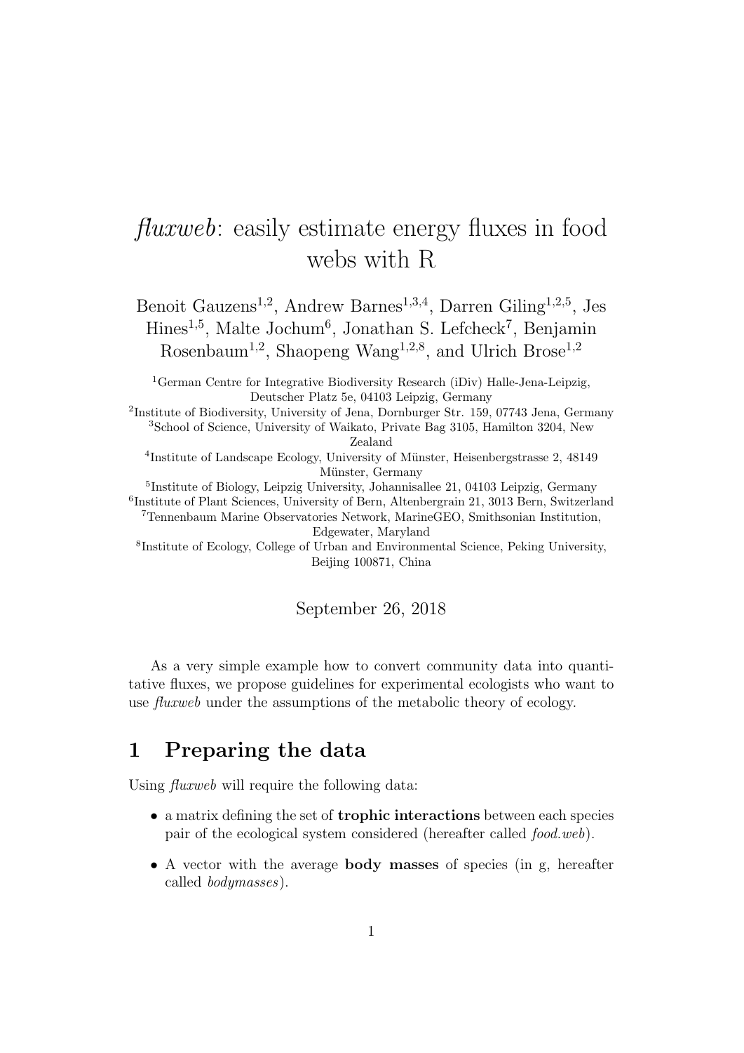# *fluxweb*: easily estimate energy fluxes in food webs with R

Benoit Gauzens[1,2], Andrew Barnes[1,3,4], Darren Giling[1,2,5], Jes Hines[1,5], Malte Jochum[6], Jonathan S. Lefcheck[7], Benjamin Rosenbaum[1,2], Shaopeng Wang[1,2,8], and Ulrich Brose[1,2]

[1]German Centre for Integrative Biodiversity Research (iDiv) Halle-Jena-Leipzig, Deutscher Platz 5e, 04103 Leipzig, Germany
[2]Institute of Biodiversity, University of Jena, Dornburger Str. 159, 07743 Jena, Germany
[3]School of Science, University of Waikato, Private Bag 3105, Hamilton 3204, New Zealand
[4]Institute of Landscape Ecology, University of Münster, Heisenbergstrasse 2, 48149 Münster, Germany
[5]Institute of Biology, Leipzig University, Johannisallee 21, 04103 Leipzig, Germany
[6]Institute of Plant Sciences, University of Bern, Altenbergrain 21, 3013 Bern, Switzerland
[7]Tennenbaum Marine Observatories Network, MarineGEO, Smithsonian Institution, Edgewater, Maryland
[8]Institute of Ecology, College of Urban and Environmental Science, Peking University, Beijing 100871, China

September 26, 2018

As a very simple example how to convert community data into quantitative fluxes, we propose guidelines for experimental ecologists who want to use *fluxweb* under the assumptions of the metabolic theory of ecology.

## 1 Preparing the data

Using *fluxweb* will require the following data:

- a matrix defining the set of **trophic interactions** between each species pair of the ecological system considered (hereafter called *food.web*).
- A vector with the average **body masses** of species (in g, hereafter called *bodymasses*).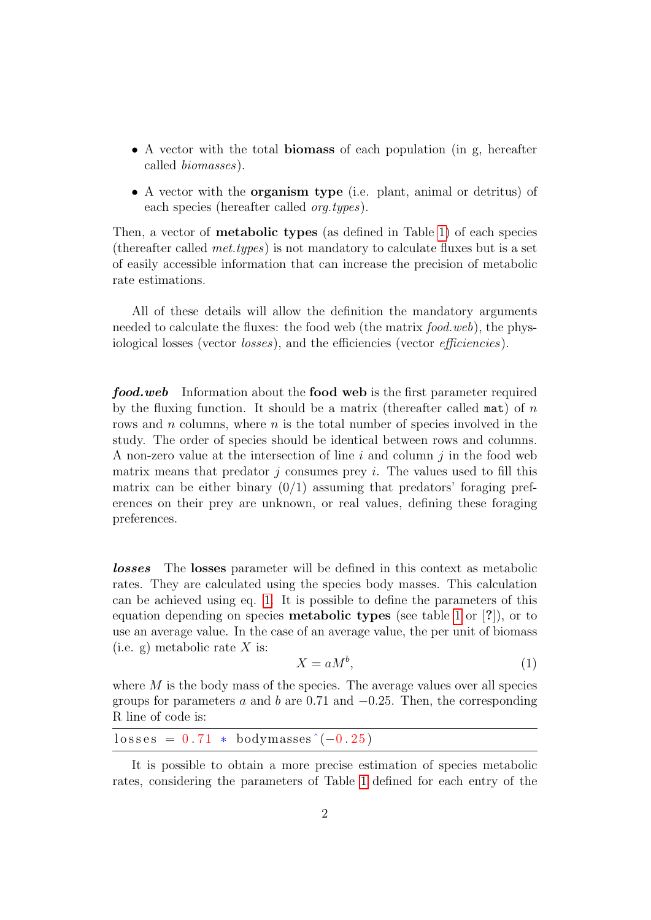- A vector with the total **biomass** of each population (in g, hereafter called *biomasses*).
- A vector with the **organism type** (i.e. plant, animal or detritus) of each species (hereafter called *org.types*).

Then, a vector of **metabolic types** (as defined in Table 1) of each species (thereafter called *met.types*) is not mandatory to calculate fluxes but is a set of easily accessible information that can increase the precision of metabolic rate estimations.

All of these details will allow the definition the mandatory arguments needed to calculate the fluxes: the food web (the matrix *food.web*), the physiological losses (vector *losses*), and the efficiencies (vector *efficiencies*).

***food.web*** Information about the **food web** is the first parameter required by the fluxing function. It should be a matrix (thereafter called `mat`) of $n$ rows and $n$ columns, where $n$ is the total number of species involved in the study. The order of species should be identical between rows and columns. A non-zero value at the intersection of line $i$ and column $j$ in the food web matrix means that predator $j$ consumes prey $i$. The values used to fill this matrix can be either binary (0/1) assuming that predators' foraging preferences on their prey are unknown, or real values, defining these foraging preferences.

***losses*** The **losses** parameter will be defined in this context as metabolic rates. They are calculated using the species body masses. This calculation can be achieved using eq. 1. It is possible to define the parameters of this equation depending on species **metabolic types** (see table 1 or [?]), or to use an average value. In the case of an average value, the per unit of biomass (i.e. g) metabolic rate $X$ is:

$$X = aM^b, \tag{1}$$

where $M$ is the body mass of the species. The average values over all species groups for parameters $a$ and $b$ are 0.71 and $-0.25$. Then, the corresponding R line of code is:

```
losses = 0.71 * bodymasses^(-0.25)
```

It is possible to obtain a more precise estimation of species metabolic rates, considering the parameters of Table 1 defined for each entry of the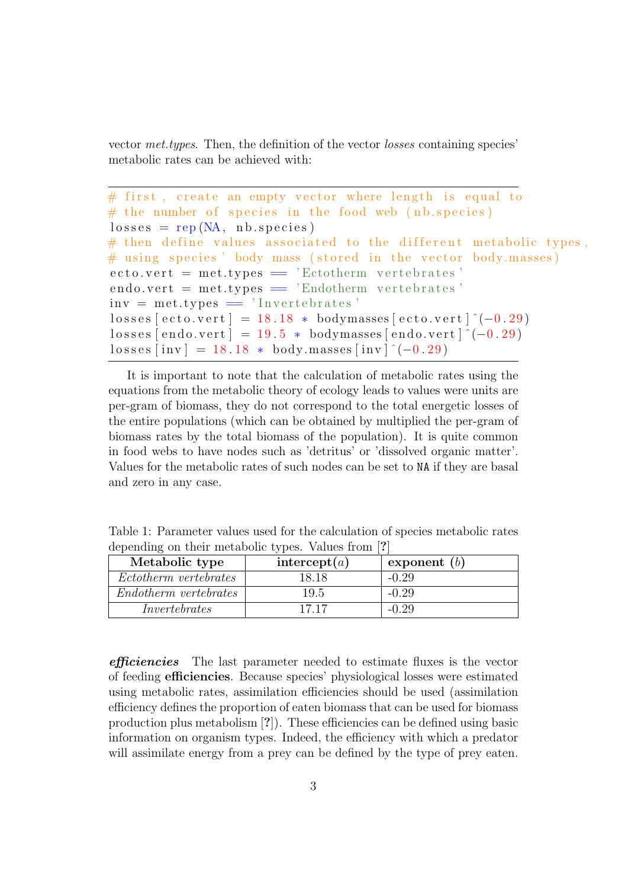vector *met.types*. Then, the definition of the vector *losses* containing species' metabolic rates can be achieved with:

```
# first, create an empty vector where length is equal to
# the number of species in the food web (nb.species)
losses = rep(NA, nb.species)
# then define values associated to the different metabolic types,
# using species' body mass (stored in the vector body.masses)
ecto.vert = met.types == 'Ectotherm vertebrates'
endo.vert = met.types == 'Endotherm vertebrates'
inv = met.types == 'Invertebrates'
losses[ecto.vert] = 18.18 * bodymasses[ecto.vert]^(-0.29)
losses[endo.vert] = 19.5 * bodymasses[endo.vert]^(-0.29)
losses[inv] = 18.18 * body.masses[inv]^(-0.29)
```

It is important to note that the calculation of metabolic rates using the equations from the metabolic theory of ecology leads to values were units are per-gram of biomass, they do not correspond to the total energetic losses of the entire populations (which can be obtained by multiplied the per-gram of biomass rates by the total biomass of the population). It is quite common in food webs to have nodes such as 'detritus' or 'dissolved organic matter'. Values for the metabolic rates of such nodes can be set to `NA` if they are basal and zero in any case.

Table 1: Parameter values used for the calculation of species metabolic rates depending on their metabolic types. Values from [?]

| Metabolic type | intercept($a$) | exponent ($b$) |
|---|---|---|
| *Ectotherm vertebrates* | 18.18 | -0.29 |
| *Endotherm vertebrates* | 19.5 | -0.29 |
| *Invertebrates* | 17.17 | -0.29 |

***efficiencies*** The last parameter needed to estimate fluxes is the vector of feeding **efficiencies**. Because species' physiological losses were estimated using metabolic rates, assimilation efficiencies should be used (assimilation efficiency defines the proportion of eaten biomass that can be used for biomass production plus metabolism [?]). These efficiencies can be defined using basic information on organism types. Indeed, the efficiency with which a predator will assimilate energy from a prey can be defined by the type of prey eaten.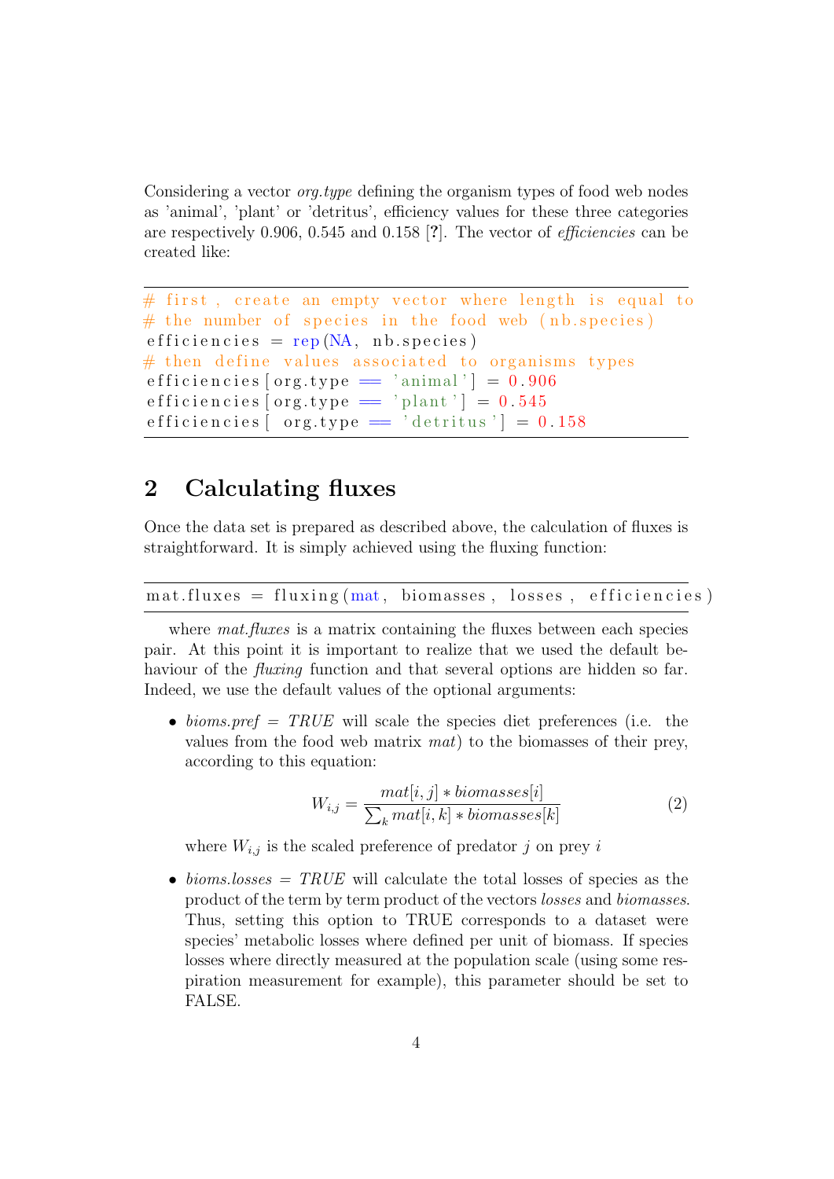Considering a vector *org.type* defining the organism types of food web nodes as 'animal', 'plant' or 'detritus', efficiency values for these three categories are respectively 0.906, 0.545 and 0.158 [?]. The vector of *efficiencies* can be created like:

```
# first, create an empty vector where length is equal to
# the number of species in the food web (nb.species)
efficiencies = rep(NA, nb.species)
# then define values associated to organisms types
efficiencies[org.type == 'animal'] = 0.906
efficiencies[org.type == 'plant'] = 0.545
efficiencies[ org.type == 'detritus'] = 0.158
```

## 2 Calculating fluxes

Once the data set is prepared as described above, the calculation of fluxes is straightforward. It is simply achieved using the fluxing function:

```
mat.fluxes = fluxing(mat, biomasses, losses, efficiencies)
```

where *mat.fluxes* is a matrix containing the fluxes between each species pair. At this point it is important to realize that we used the default behaviour of the *fluxing* function and that several options are hidden so far. Indeed, we use the default values of the optional arguments:

- *bioms.pref = TRUE* will scale the species diet preferences (i.e. the values from the food web matrix *mat*) to the biomasses of their prey, according to this equation:

$$W_{i,j} = \frac{mat[i,j] * biomasses[i]}{\sum_k mat[i,k] * biomasses[k]} \tag{2}$$

  where $W_{i,j}$ is the scaled preference of predator $j$ on prey $i$

- *bioms.losses = TRUE* will calculate the total losses of species as the product of the term by term product of the vectors *losses* and *biomasses*. Thus, setting this option to TRUE corresponds to a dataset were species' metabolic losses where defined per unit of biomass. If species losses where directly measured at the population scale (using some respiration measurement for example), this parameter should be set to FALSE.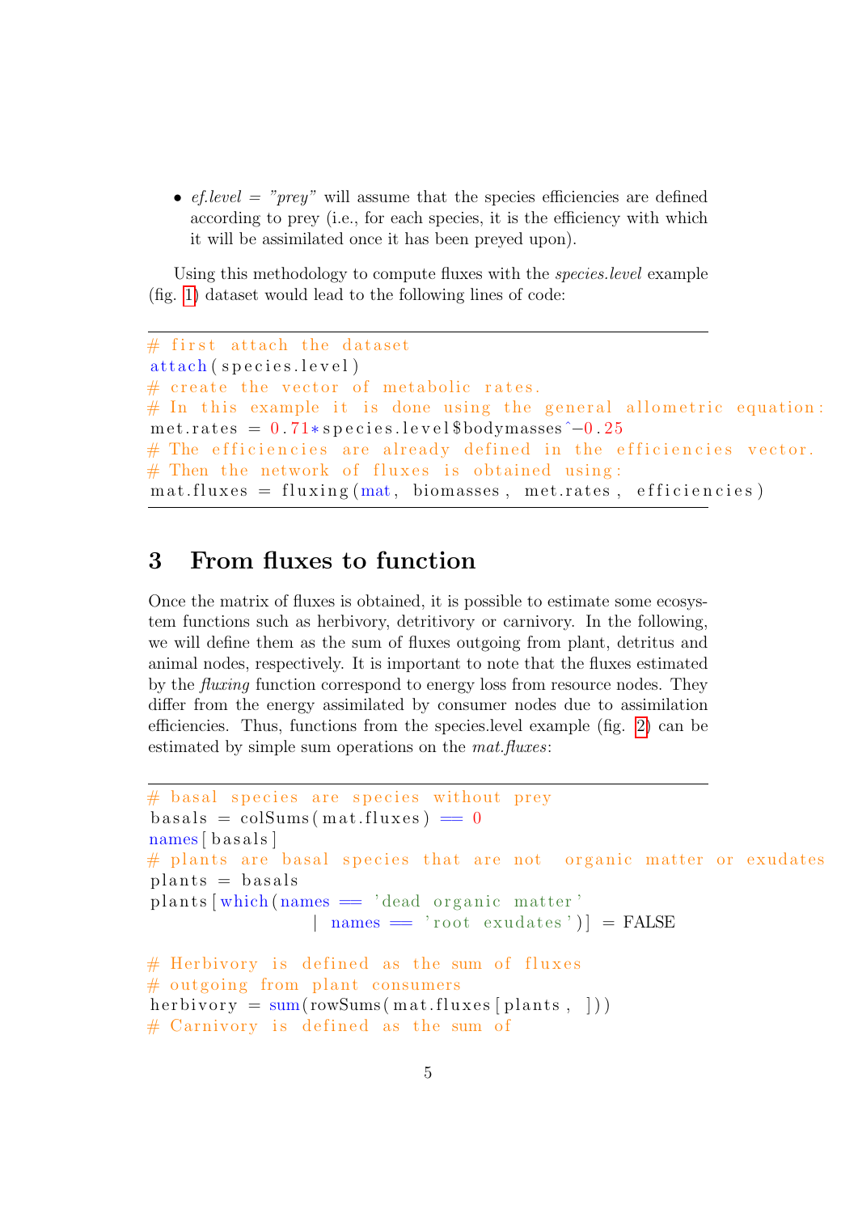- *ef.level = "prey"* will assume that the species efficiencies are defined according to prey (i.e., for each species, it is the efficiency with which it will be assimilated once it has been preyed upon).

Using this methodology to compute fluxes with the *species.level* example (fig. 1) dataset would lead to the following lines of code:

```
# first attach the dataset
attach(species.level)
# create the vector of metabolic rates.
# In this example it is done using the general allometric equation:
met.rates = 0.71*species.level$bodymasses^-0.25
# The efficiencies are already defined in the efficiencies vector.
# Then the network of fluxes is obtained using:
mat.fluxes = fluxing(mat, biomasses, met.rates, efficiencies)
```

## 3 From fluxes to function

Once the matrix of fluxes is obtained, it is possible to estimate some ecosystem functions such as herbivory, detritivory or carnivory. In the following, we will define them as the sum of fluxes outgoing from plant, detritus and animal nodes, respectively. It is important to note that the fluxes estimated by the *fluxing* function correspond to energy loss from resource nodes. They differ from the energy assimilated by consumer nodes due to assimilation efficiencies. Thus, functions from the species.level example (fig. 2) can be estimated by simple sum operations on the *mat.fluxes*:

```
# basal species are species without prey
basals = colSums(mat.fluxes) == 0
names[basals]
# plants are basal species that are not  organic matter or exudates
plants = basals
plants[which(names == 'dead organic matter'
             | names == 'root exudates')] = FALSE

# Herbivory is defined as the sum of fluxes
# outgoing from plant consumers
herbivory = sum(rowSums(mat.fluxes[plants, ]))
# Carnivory is defined as the sum of
```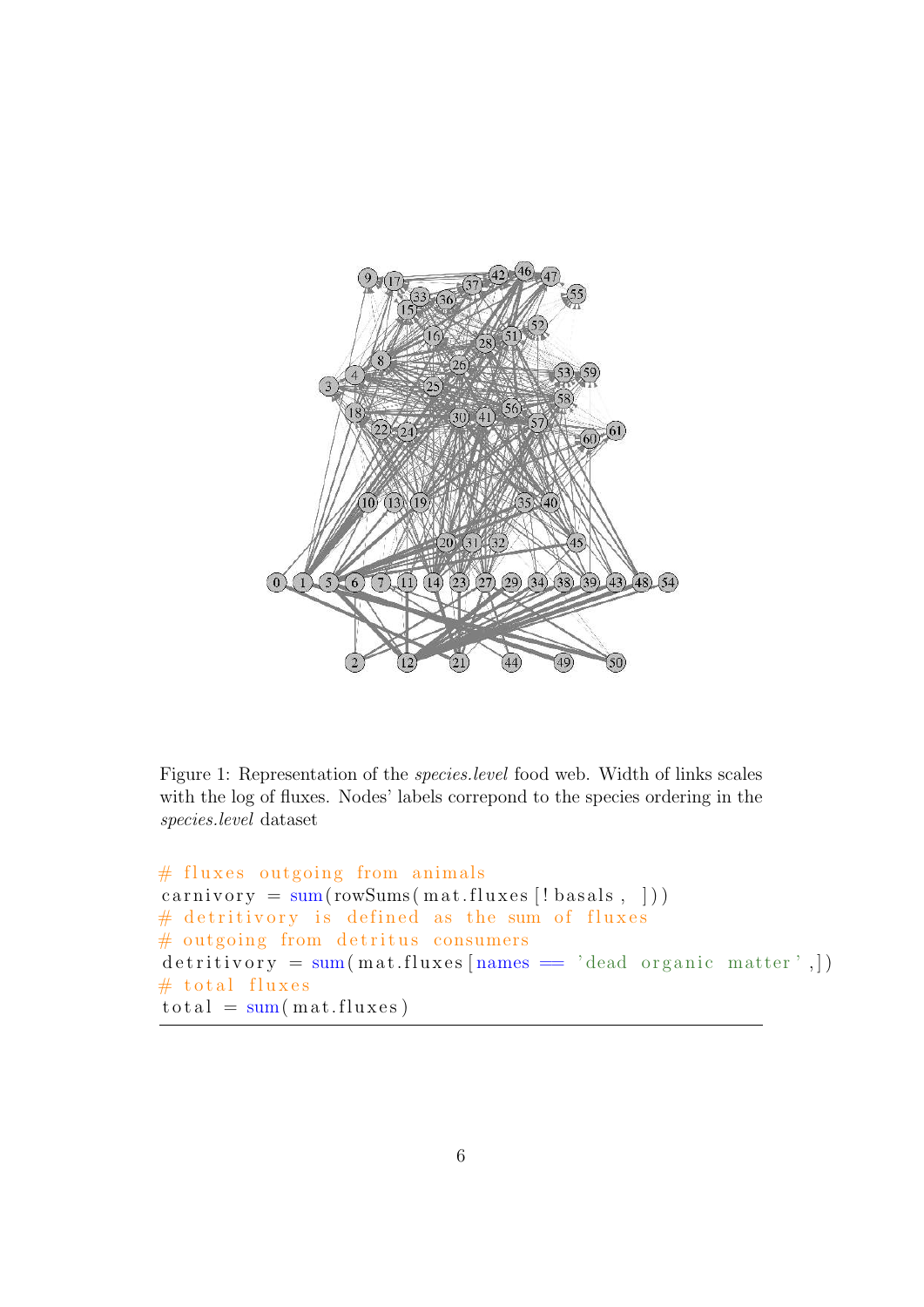Figure 1: Representation of the *species.level* food web. Width of links scales with the log of fluxes. Nodes' labels correpond to the species ordering in the *species.level* dataset

```
# fluxes outgoing from animals
carnivory = sum(rowSums(mat.fluxes[!basals, ]))
# detritivory is defined as the sum of fluxes
# outgoing from detritus consumers
detritivory = sum(mat.fluxes[names == 'dead organic matter',])
# total fluxes
total = sum(mat.fluxes)
```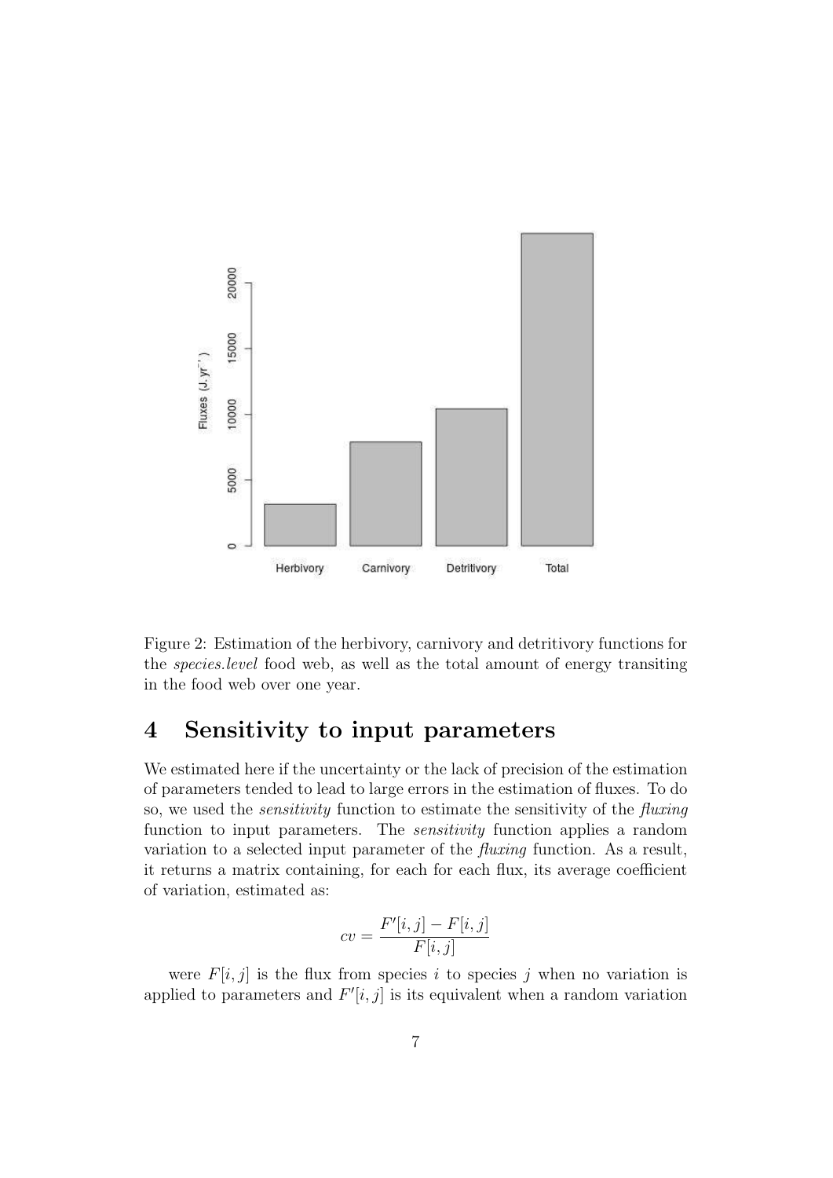Figure 2: Estimation of the herbivory, carnivory and detritivory functions for the *species.level* food web, as well as the total amount of energy transiting in the food web over one year.

# 4 Sensitivity to input parameters

We estimated here if the uncertainty or the lack of precision of the estimation of parameters tended to lead to large errors in the estimation of fluxes. To do so, we used the *sensitivity* function to estimate the sensitivity of the *fluxing* function to input parameters. The *sensitivity* function applies a random variation to a selected input parameter of the *fluxing* function. As a result, it returns a matrix containing, for each for each flux, its average coefficient of variation, estimated as:

$$cv = \frac{F'[i,j] - F[i,j]}{F[i,j]}$$

were $F[i,j]$ is the flux from species $i$ to species $j$ when no variation is applied to parameters and $F'[i,j]$ is its equivalent when a random variation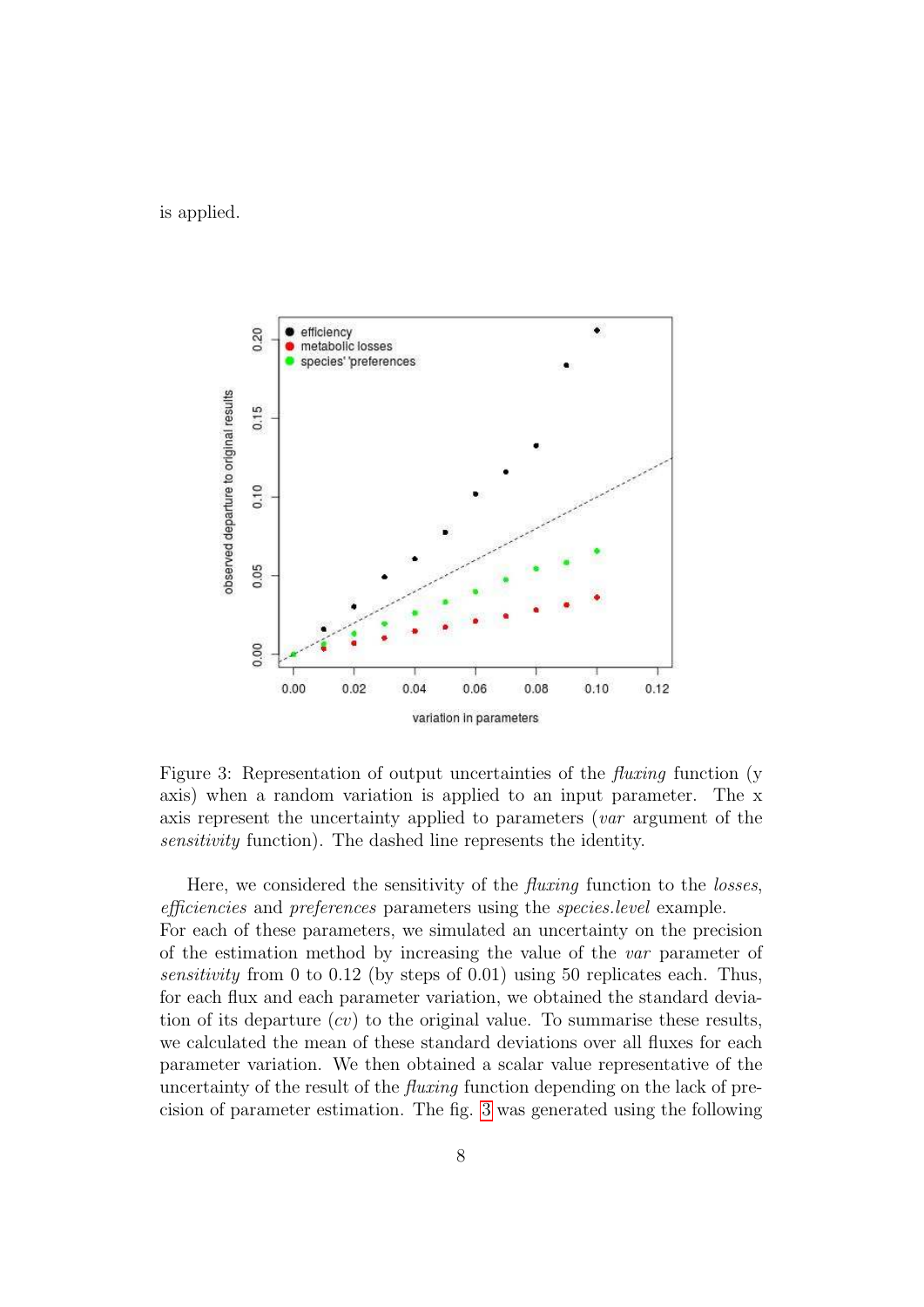is applied.

Figure 3: Representation of output uncertainties of the *fluxing* function (y axis) when a random variation is applied to an input parameter. The x axis represent the uncertainty applied to parameters (*var* argument of the *sensitivity* function). The dashed line represents the identity.

Here, we considered the sensitivity of the *fluxing* function to the *losses*, *efficiencies* and *preferences* parameters using the *species.level* example.
For each of these parameters, we simulated an uncertainty on the precision of the estimation method by increasing the value of the *var* parameter of *sensitivity* from 0 to 0.12 (by steps of 0.01) using 50 replicates each. Thus, for each flux and each parameter variation, we obtained the standard deviation of its departure (*cv*) to the original value. To summarise these results, we calculated the mean of these standard deviations over all fluxes for each parameter variation. We then obtained a scalar value representative of the uncertainty of the result of the *fluxing* function depending on the lack of precision of parameter estimation. The fig. 3 was generated using the following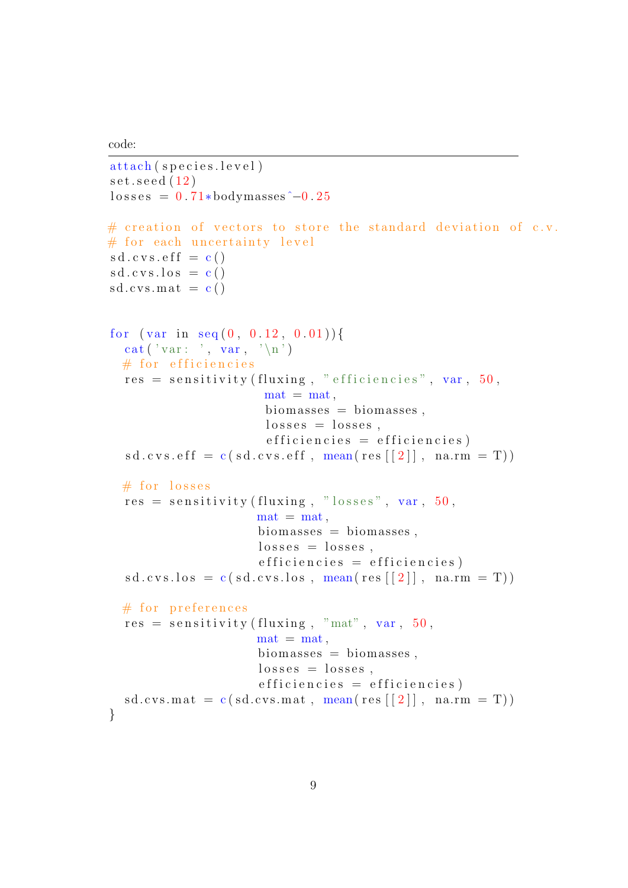code:

```
attach(species.level)
set.seed(12)
losses = 0.71*bodymasses^-0.25

# creation of vectors to store the standard deviation of c.v.
# for each uncertainty level
sd.cvs.eff = c()
sd.cvs.los = c()
sd.cvs.mat = c()


for (var in seq(0, 0.12, 0.01)){
  cat('var: ', var, '\n')
  # for efficiencies
  res = sensitivity(fluxing, "efficiencies", var, 50,
                     mat = mat,
                     biomasses = biomasses,
                     losses = losses,
                     efficiencies = efficiencies)
  sd.cvs.eff = c(sd.cvs.eff, mean(res[[2]], na.rm = T))

  # for losses
  res = sensitivity(fluxing, "losses", var, 50,
                    mat = mat,
                    biomasses = biomasses,
                    losses = losses,
                    efficiencies = efficiencies)
  sd.cvs.los = c(sd.cvs.los, mean(res[[2]], na.rm = T))

  # for preferences
  res = sensitivity(fluxing, "mat", var, 50,
                    mat = mat,
                    biomasses = biomasses,
                    losses = losses,
                    efficiencies = efficiencies)
  sd.cvs.mat = c(sd.cvs.mat, mean(res[[2]], na.rm = T))
}
```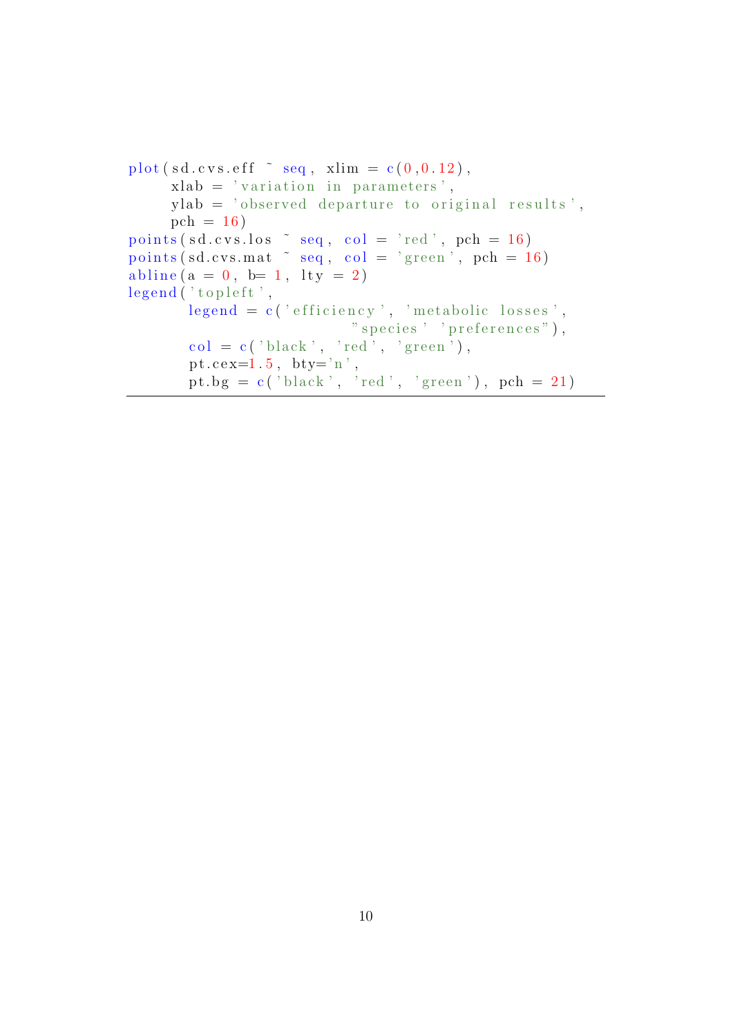```
plot(sd.cvs.eff ~ seq, xlim = c(0,0.12),
     xlab = 'variation in parameters',
     ylab = 'observed departure to original results',
     pch = 16)
points(sd.cvs.los ~ seq, col = 'red', pch = 16)
points(sd.cvs.mat ~ seq, col = 'green', pch = 16)
abline(a = 0, b= 1, lty = 2)
legend('topleft',
       legend = c('efficiency', 'metabolic losses',
                  "species' 'preferences"),
       col = c('black', 'red', 'green'),
       pt.cex=1.5, bty='n',
       pt.bg = c('black', 'red', 'green'), pch = 21)
```